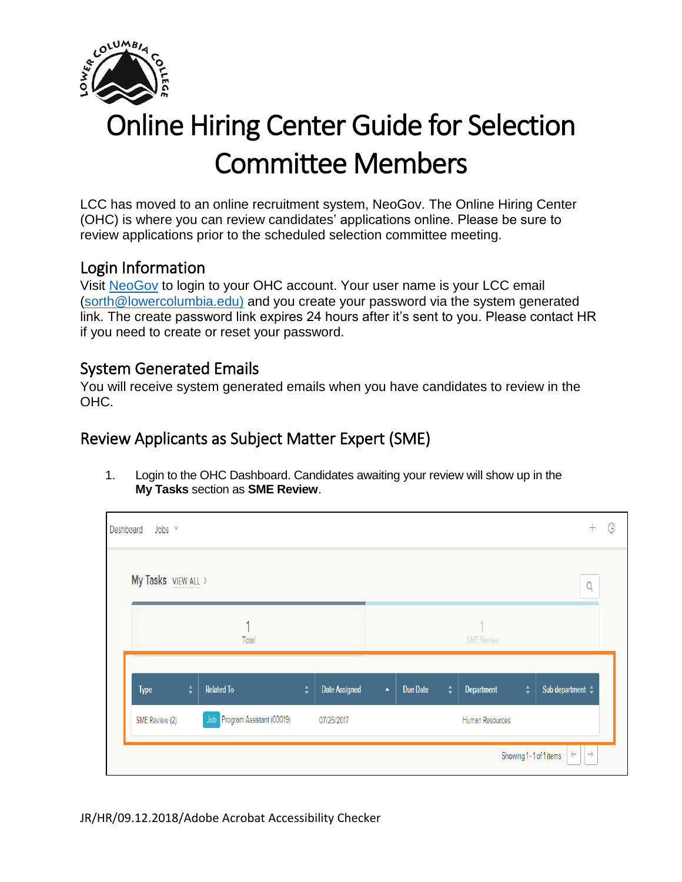# Online Hiring Center Guide for Selection Committee Members

LCC has moved to an online recruitment system, NeoGov. The Online Hiring Center (OHC) is where you can review candidates' applications online. Please be sure to review applications prior to the scheduled selection committee meeting.

## Login Information

Visit NeoGov to login to your OHC account. Your user name is your LCC email (sorth@lowercolumbia.edu) and you create your password via the system generated link. The create password link expires 24 hours after it's sent to you. Please contact HR if you need to create or reset your password.

## System Generated Emails

You will receive system generated emails when you have candidates to review in the OHC.

## Review Applicants as Subject Matter Expert (SME)

1. Login to the OHC Dashboard. Candidates awaiting your review will show up in the **My Tasks** section as **SME Review**.

JR/HR/09.12.2018/Adobe Acrobat Accessibility Checker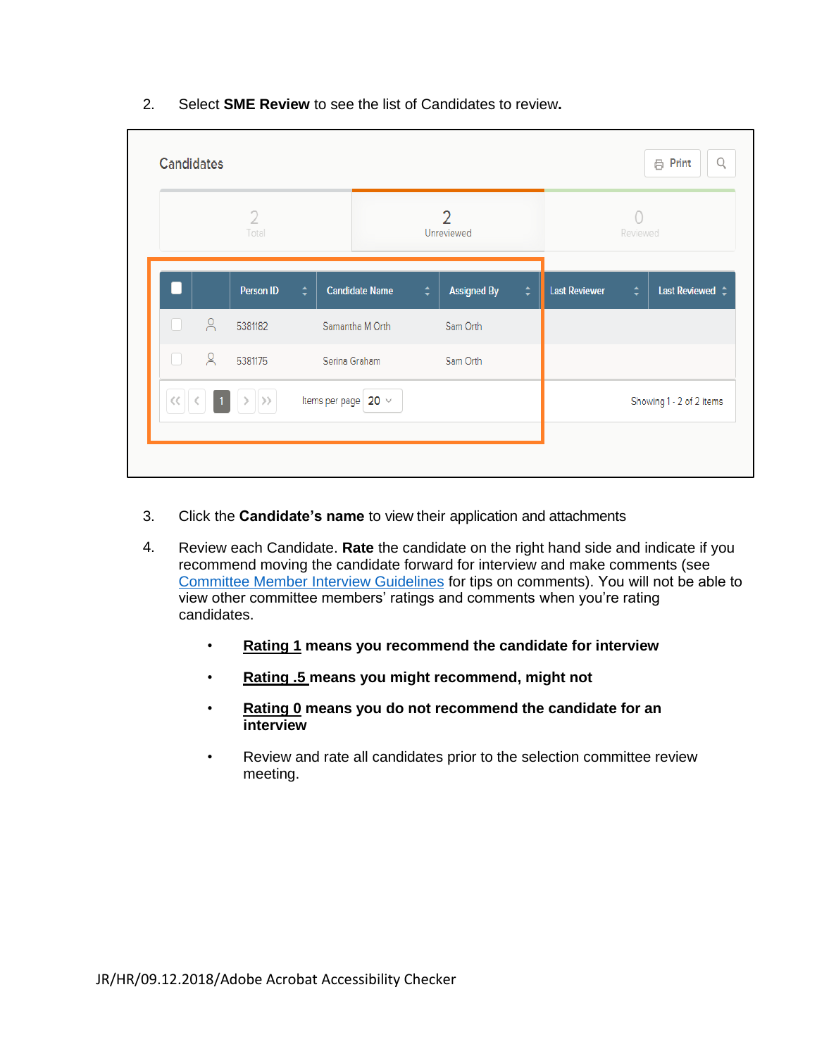2. Select **SME Review** to see the list of Candidates to review**.**

Candidates

| 2 Total | 2 Unreviewed | 0 Reviewed |
|---|---|---|

| | | Person ID | Candidate Name | Assigned By | Last Reviewer | Last Reviewed |
|---|---|---|---|---|---|---|
| | | 5381182 | Samantha M Orth | Sam Orth | | |
| | | 5381175 | Serina Graham | Sam Orth | | |

Items per page 20 — Showing 1 - 2 of 2 items

3. Click the **Candidate's name** to view their application and attachments

4. Review each Candidate. **Rate** the candidate on the right hand side and indicate if you recommend moving the candidate forward for interview and make comments (see Committee Member Interview Guidelines for tips on comments). You will not be able to view other committee members' ratings and comments when you're rating candidates.

   - **Rating 1 means you recommend the candidate for interview**
   - **Rating .5 means you might recommend, might not**
   - **Rating 0 means you do not recommend the candidate for an interview**
   - Review and rate all candidates prior to the selection committee review meeting.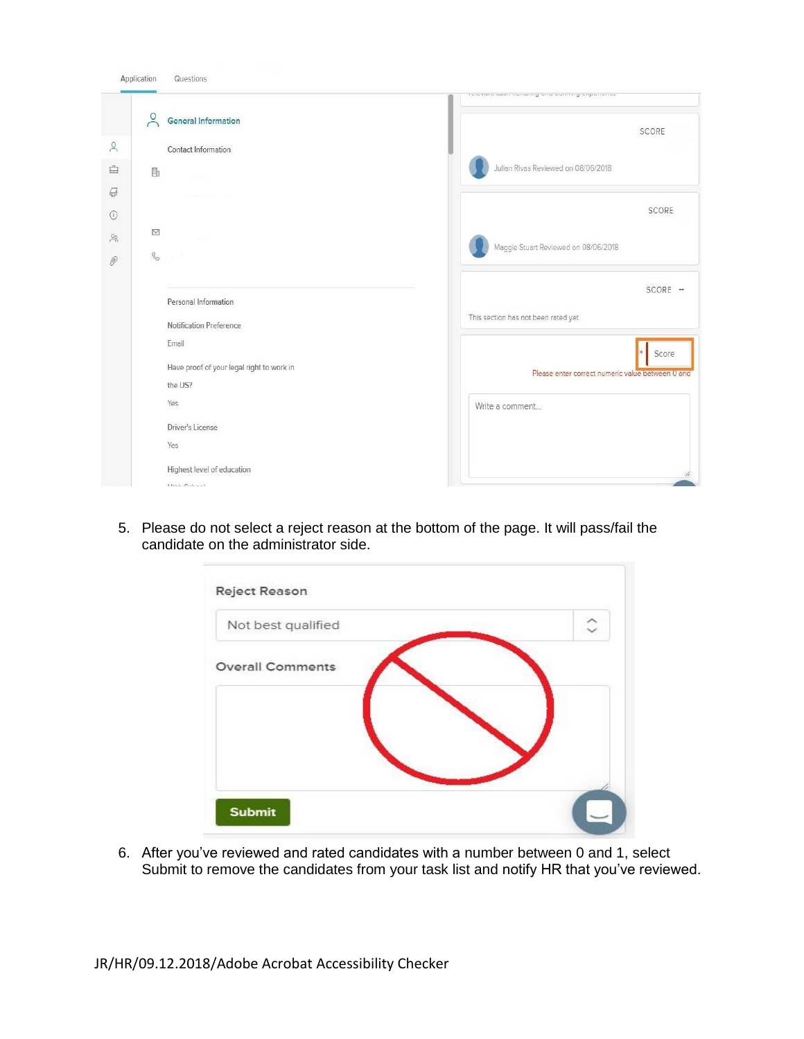5. Please do not select a reject reason at the bottom of the page. It will pass/fail the candidate on the administrator side.

6. After you've reviewed and rated candidates with a number between 0 and 1, select Submit to remove the candidates from your task list and notify HR that you've reviewed.

JR/HR/09.12.2018/Adobe Acrobat Accessibility Checker